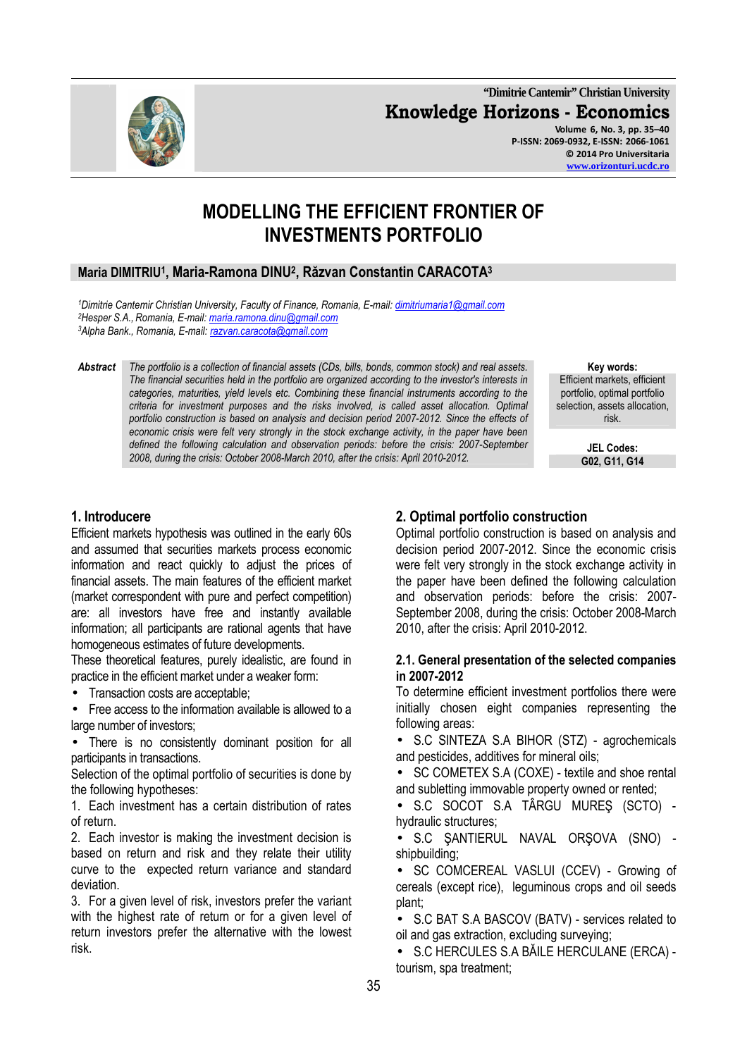# MODELLING THE EFFICIENT FRONTIER OF INVESTMENTS PORTFOLIO

**Maria DIMITRIU[1], Maria-Ramona DINU[2], Răzvan Constantin CARACOTA[3]**

*[1]Dimitrie Cantemir Christian University, Faculty of Finance, Romania, E-mail: dimitriumaria1@gmail.com*
*[2]Hesper S.A., Romania, E-mail: maria.ramona.dinu@gmail.com*
*[3]Alpha Bank., Romania, E-mail: razvan.caracota@gmail.com*

**Abstract** *The portfolio is a collection of financial assets (CDs, bills, bonds, common stock) and real assets. The financial securities held in the portfolio are organized according to the investor's interests in categories, maturities, yield levels etc. Combining these financial instruments according to the criteria for investment purposes and the risks involved, is called asset allocation. Optimal portfolio construction is based on analysis and decision period 2007-2012. Since the effects of economic crisis were felt very strongly in the stock exchange activity, in the paper have been defined the following calculation and observation periods: before the crisis: 2007-September 2008, during the crisis: October 2008-March 2010, after the crisis: April 2010-2012.*

**Key words:** Efficient markets, efficient portfolio, optimal portfolio selection, assets allocation, risk.

**JEL Codes:** G02, G11, G14

## 1. Introducere

Efficient markets hypothesis was outlined in the early 60s and assumed that securities markets process economic information and react quickly to adjust the prices of financial assets. The main features of the efficient market (market correspondent with pure and perfect competition) are: all investors have free and instantly available information; all participants are rational agents that have homogeneous estimates of future developments.

These theoretical features, purely idealistic, are found in practice in the efficient market under a weaker form:

- Transaction costs are acceptable;
- Free access to the information available is allowed to a large number of investors;
- There is no consistently dominant position for all participants in transactions.

Selection of the optimal portfolio of securities is done by the following hypotheses:

1. Each investment has a certain distribution of rates of return.
2. Each investor is making the investment decision is based on return and risk and they relate their utility curve to the expected return variance and standard deviation.
3. For a given level of risk, investors prefer the variant with the highest rate of return or for a given level of return investors prefer the alternative with the lowest risk.

## 2. Optimal portfolio construction

Optimal portfolio construction is based on analysis and decision period 2007-2012. Since the economic crisis were felt very strongly in the stock exchange activity in the paper have been defined the following calculation and observation periods: before the crisis: 2007-September 2008, during the crisis: October 2008-March 2010, after the crisis: April 2010-2012.

### 2.1. General presentation of the selected companies in 2007-2012

To determine efficient investment portfolios there were initially chosen eight companies representing the following areas:

- S.C SINTEZA S.A BIHOR (STZ) - agrochemicals and pesticides, additives for mineral oils;
- SC COMETEX S.A (COXE) - textile and shoe rental and subletting immovable property owned or rented;
- S.C SOCOT S.A TÂRGU MUREŞ (SCTO) - hydraulic structures;
- S.C ŞANTIERUL NAVAL ORŞOVA (SNO) - shipbuilding;
- SC COMCEREAL VASLUI (CCEV) - Growing of cereals (except rice), leguminous crops and oil seeds plant;
- S.C BAT S.A BASCOV (BATV) - services related to oil and gas extraction, excluding surveying;
- S.C HERCULES S.A BĂILE HERCULANE (ERCA) - tourism, spa treatment;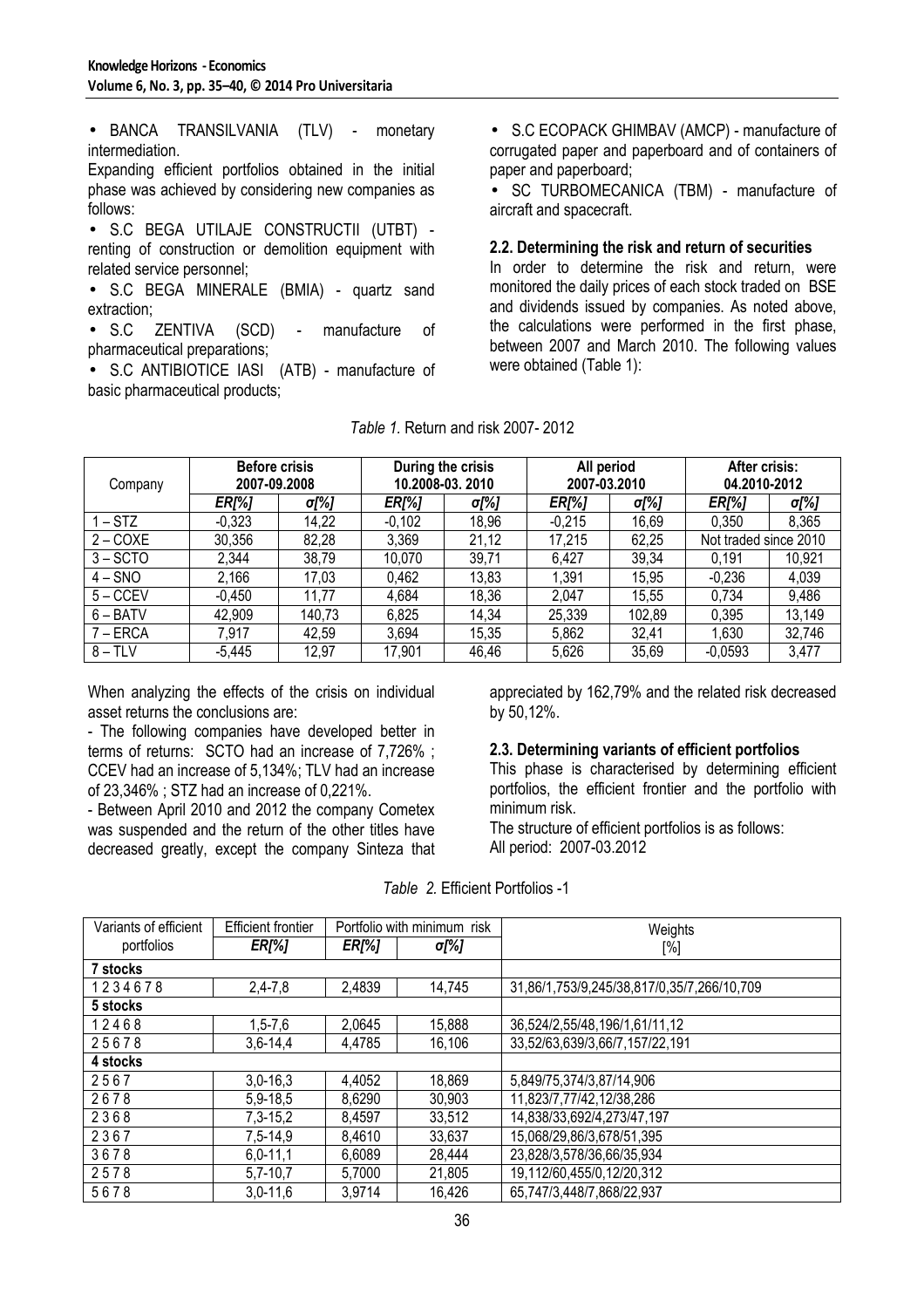• BANCA TRANSILVANIA (TLV) - monetary intermediation.

Expanding efficient portfolios obtained in the initial phase was achieved by considering new companies as follows:

• S.C BEGA UTILAJE CONSTRUCTII (UTBT) - renting of construction or demolition equipment with related service personnel;

• S.C BEGA MINERALE (BMIA) - quartz sand extraction;

• S.C ZENTIVA (SCD) - manufacture of pharmaceutical preparations;

• S.C ANTIBIOTICE IASI (ATB) - manufacture of basic pharmaceutical products;

• S.C ECOPACK GHIMBAV (AMCP) - manufacture of corrugated paper and paperboard and of containers of paper and paperboard;

• SC TURBOMECANICA (TBM) - manufacture of aircraft and spacecraft.

### 2.2. Determining the risk and return of securities

In order to determine the risk and return, were monitored the daily prices of each stock traded on BSE and dividends issued by companies. As noted above, the calculations were performed in the first phase, between 2007 and March 2010. The following values were obtained (Table 1):

*Table 1.* Return and risk 2007- 2012

| Company | Before crisis 2007-09.2008 | | During the crisis 10.2008-03. 2010 | | All period 2007-03.2010 | | After crisis: 04.2010-2012 | |
|---|---|---|---|---|---|---|---|---|
| | *ER[%]* | *σ[%]* | *ER[%]* | *σ[%]* | *ER[%]* | *σ[%]* | *ER[%]* | *σ[%]* |
| 1 – STZ | -0,323 | 14,22 | -0,102 | 18,96 | -0,215 | 16,69 | 0,350 | 8,365 |
| 2 – COXE | 30,356 | 82,28 | 3,369 | 21,12 | 17,215 | 62,25 | Not traded since 2010 | |
| 3 – SCTO | 2,344 | 38,79 | 10,070 | 39,71 | 6,427 | 39,34 | 0,191 | 10,921 |
| 4 – SNO | 2,166 | 17,03 | 0,462 | 13,83 | 1,391 | 15,95 | -0,236 | 4,039 |
| 5 – CCEV | -0,450 | 11,77 | 4,684 | 18,36 | 2,047 | 15,55 | 0,734 | 9,486 |
| 6 – BATV | 42,909 | 140,73 | 6,825 | 14,34 | 25,339 | 102,89 | 0,395 | 13,149 |
| 7 – ERCA | 7,917 | 42,59 | 3,694 | 15,35 | 5,862 | 32,41 | 1,630 | 32,746 |
| 8 – TLV | -5,445 | 12,97 | 17,901 | 46,46 | 5,626 | 35,69 | -0,0593 | 3,477 |

When analyzing the effects of the crisis on individual asset returns the conclusions are:

- The following companies have developed better in terms of returns: SCTO had an increase of 7,726% ; CCEV had an increase of 5,134%; TLV had an increase of 23,346% ; STZ had an increase of 0,221%.

- Between April 2010 and 2012 the company Cometex was suspended and the return of the other titles have decreased greatly, except the company Sinteza that appreciated by 162,79% and the related risk decreased by 50,12%.

### 2.3. Determining variants of efficient portfolios

This phase is characterised by determining efficient portfolios, the efficient frontier and the portfolio with minimum risk.

The structure of efficient portfolios is as follows:

All period: 2007-03.2012

*Table 2.* Efficient Portfolios -1

| Variants of efficient portfolios | Efficient frontier *ER[%]* | Portfolio with minimum risk *ER[%]* | *σ[%]* | Weights [%] |
|---|---|---|---|---|
| **7 stocks** | | | | |
| 1 2 3 4 6 7 8 | 2,4-7,8 | 2,4839 | 14,745 | 31,86/1,753/9,245/38,817/0,35/7,266/10,709 |
| **5 stocks** | | | | |
| 1 2 4 6 8 | 1,5-7,6 | 2,0645 | 15,888 | 36,524/2,55/48,196/1,61/11,12 |
| 2 5 6 7 8 | 3,6-14,4 | 4,4785 | 16,106 | 33,52/63,639/3,66/7,157/22,191 |
| **4 stocks** | | | | |
| 2 5 6 7 | 3,0-16,3 | 4,4052 | 18,869 | 5,849/75,374/3,87/14,906 |
| 2 6 7 8 | 5,9-18,5 | 8,6290 | 30,903 | 11,823/7,77/42,12/38,286 |
| 2 3 6 8 | 7,3-15,2 | 8,4597 | 33,512 | 14,838/33,692/4,273/47,197 |
| 2 3 6 7 | 7,5-14,9 | 8,4610 | 33,637 | 15,068/29,86/3,678/51,395 |
| 3 6 7 8 | 6,0-11,1 | 6,6089 | 28,444 | 23,828/3,578/36,66/35,934 |
| 2 5 7 8 | 5,7-10,7 | 5,7000 | 21,805 | 19,112/60,455/0,12/20,312 |
| 5 6 7 8 | 3,0-11,6 | 3,9714 | 16,426 | 65,747/3,448/7,868/22,937 |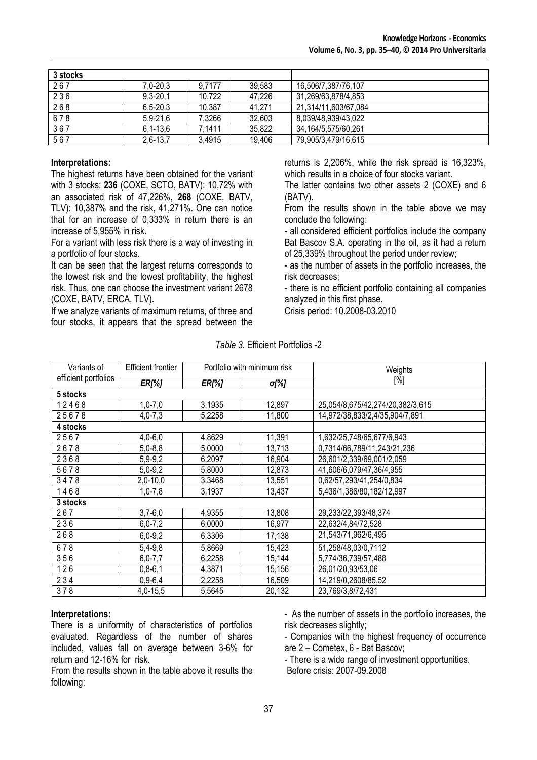| 3 stocks | | | | |
|---|---|---|---|---|
| 2 6 7 | 7,0-20,3 | 9,7177 | 39,583 | 16,506/7,387/76,107 |
| 2 3 6 | 9,3-20,1 | 10,722 | 47,226 | 31,269/63,878/4,853 |
| 2 6 8 | 6,5-20,3 | 10,387 | 41,271 | 21,314/11,603/67,084 |
| 6 7 8 | 5,9-21,6 | 7,3266 | 32,603 | 8,039/48,939/43,022 |
| 3 6 7 | 6,1-13,6 | 7,1411 | 35,822 | 34,164/5,575/60,261 |
| 5 6 7 | 2,6-13,7 | 3,4915 | 19,406 | 79,905/3,479/16,615 |

**Interpretations:**

The highest returns have been obtained for the variant with 3 stocks: **236** (COXE, SCTO, BATV): 10,72% with an associated risk of 47,226%, **268** (COXE, BATV, TLV): 10,387% and the risk, 41,271%. One can notice that for an increase of 0,333% in return there is an increase of 5,955% in risk.

For a variant with less risk there is a way of investing in a portfolio of four stocks.

It can be seen that the largest returns corresponds to the lowest risk and the lowest profitability, the highest risk. Thus, one can choose the investment variant 2678 (COXE, BATV, ERCA, TLV).

If we analyze variants of maximum returns, of three and four stocks, it appears that the spread between the returns is 2,206%, while the risk spread is 16,323%, which results in a choice of four stocks variant.

The latter contains two other assets 2 (COXE) and 6 (BATV).

From the results shown in the table above we may conclude the following:

- all considered efficient portfolios include the company Bat Bascov S.A. operating in the oil, as it had a return of 25,339% throughout the period under review;
- as the number of assets in the portfolio increases, the risk decreases;
- there is no efficient portfolio containing all companies analyzed in this first phase.

Crisis period: 10.2008-03.2010

*Table 3.* Efficient Portfolios -2

| Variants of efficient portfolios | Efficient frontier | Portfolio with minimum risk | | Weights [%] |
|---|---|---|---|---|
| | *ER[%]* | *ER[%]* | *σ[%]* | |
| **5 stocks** | | | | |
| 1 2 4 6 8 | 1,0-7,0 | 3,1935 | 12,897 | 25,054/8,675/42,274/20,382/3,615 |
| 2 5 6 7 8 | 4,0-7,3 | 5,2258 | 11,800 | 14,972/38,833/2,4/35,904/7,891 |
| **4 stocks** | | | | |
| 2 5 6 7 | 4,0-6,0 | 4,8629 | 11,391 | 1,632/25,748/65,677/6,943 |
| 2 6 7 8 | 5,0-8,8 | 5,0000 | 13,713 | 0,7314/66,789/11,243/21,236 |
| 2 3 6 8 | 5,9-9,2 | 6,2097 | 16,904 | 26,601/2,339/69,001/2,059 |
| 5 6 7 8 | 5,0-9,2 | 5,8000 | 12,873 | 41,606/6,079/47,36/4,955 |
| 3 4 7 8 | 2,0-10,0 | 3,3468 | 13,551 | 0,62/57,293/41,254/0,834 |
| 1 4 6 8 | 1,0-7,8 | 3,1937 | 13,437 | 5,436/1,386/80,182/12,997 |
| **3 stocks** | | | | |
| 2 6 7 | 3,7-6,0 | 4,9355 | 13,808 | 29,233/22,393/48,374 |
| 2 3 6 | 6,0-7,2 | 6,0000 | 16,977 | 22,632/4,84/72,528 |
| 2 6 8 | 6,0-9,2 | 6,3306 | 17,138 | 21,543/71,962/6,495 |
| 6 7 8 | 5,4-9,8 | 5,8669 | 15,423 | 51,258/48,03/0,7112 |
| 3 5 6 | 6,0-7,7 | 6,2258 | 15,144 | 5,774/36,739/57,488 |
| 1 2 6 | 0,8-6,1 | 4,3871 | 15,156 | 26,01/20,93/53,06 |
| 2 3 4 | 0,9-6,4 | 2,2258 | 16,509 | 14,219/0,2608/85,52 |
| 3 7 8 | 4,0-15,5 | 5,5645 | 20,132 | 23,769/3,8/72,431 |

**Interpretations:**

There is a uniformity of characteristics of portfolios evaluated. Regardless of the number of shares included, values fall on average between 3-6% for return and 12-16% for risk.

From the results shown in the table above it results the following:

- As the number of assets in the portfolio increases, the risk decreases slightly;
- Companies with the highest frequency of occurrence are 2 – Cometex, 6 - Bat Bascov;
- There is a wide range of investment opportunities.

Before crisis: 2007-09.2008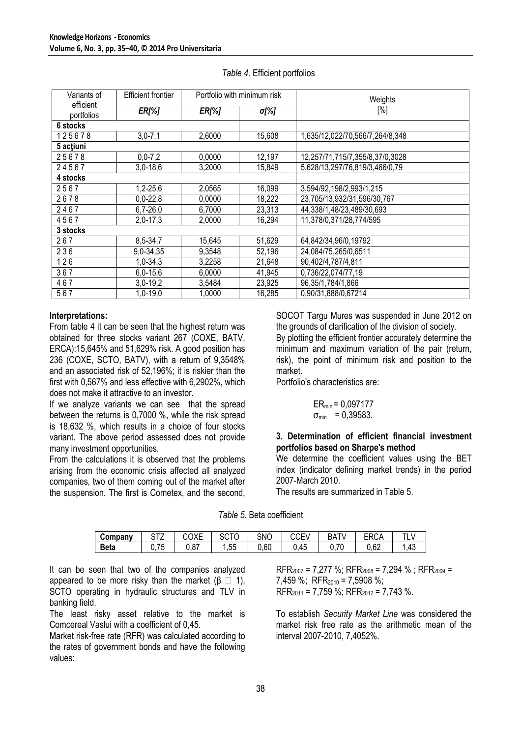*Table 4.* Efficient portfolios

| Variants of efficient portfolios | Efficient frontier | Portfolio with minimum risk | | Weights [%] |
|---|---|---|---|---|
| | *ER[%]* | *ER[%]* | *σ[%]* | |
| **6 stocks** | | | | |
| 1 2 5 6 7 8 | 3,0-7,1 | 2,6000 | 15,608 | 1,635/12,022/70,566/7,264/8,348 |
| **5 acţiuni** | | | | |
| 2 5 6 7 8 | 0,0-7,2 | 0,0000 | 12,197 | 12,257/71,715/7,355/8,37/0,3028 |
| 2 4 5 6 7 | 3,0-18,6 | 3,2000 | 15,849 | 5,628/13,297/76,819/3,466/0,79 |
| **4 stocks** | | | | |
| 2 5 6 7 | 1,2-25,6 | 2,0565 | 16,099 | 3,594/92,198/2,993/1,215 |
| 2 6 7 8 | 0,0-22,8 | 0,0000 | 18,222 | 23,705/13,932/31,596/30,767 |
| 2 4 6 7 | 6,7-26,0 | 6,7000 | 23,313 | 44,338/1,48/23,489/30,693 |
| 4 5 6 7 | 2,0-17,3 | 2,0000 | 16,294 | 11,378/0,371/28,774/595 |
| **3 stocks** | | | | |
| 2 6 7 | 8,5-34,7 | 15,645 | 51,629 | 64,842/34,96/0,19792 |
| 2 3 6 | 9,0-34,35 | 9,3548 | 52,196 | 24,084/75,265/0,6511 |
| 1 2 6 | 1,0-34,3 | 3,2258 | 21,648 | 90,402/4,787/4,811 |
| 3 6 7 | 6,0-15,6 | 6,0000 | 41,945 | 0,736/22,074/77,19 |
| 4 6 7 | 3,0-19,2 | 3,5484 | 23,925 | 96,35/1,784/1,866 |
| 5 6 7 | 1,0-19,0 | 1,0000 | 16,285 | 0,90/31,888/0,67214 |

**Interpretations:**

From table 4 it can be seen that the highest return was obtained for three stocks variant 267 (COXE, BATV, ERCA):15,645% and 51,629% risk. A good position has 236 (COXE, SCTO, BATV), with a return of 9,3548% and an associated risk of 52,196%; it is riskier than the first with 0,567% and less effective with 6,2902%, which does not make it attractive to an investor.

If we analyze variants we can see that the spread between the returns is 0,7000 %, while the risk spread is 18,632 %, which results in a choice of four stocks variant. The above period assessed does not provide many investment opportunities.

From the calculations it is observed that the problems arising from the economic crisis affected all analyzed companies, two of them coming out of the market after the suspension. The first is Cometex, and the second, SOCOT Targu Mures was suspended in June 2012 on the grounds of clarification of the division of society.

By plotting the efficient frontier accurately determine the minimum and maximum variation of the pair (return, risk), the point of minimum risk and position to the market.

Portfolio's characteristics are:

$$ER_{min} = 0,097177$$
$$\sigma_{min} = 0,39583.$$

### 3. Determination of efficient financial investment portfolios based on Sharpe's method

We determine the coefficient values using the BET index (indicator defining market trends) in the period 2007-March 2010.

The results are summarized in Table 5.

*Table 5.* Beta coefficient

| **Company** | STZ | COXE | SCTO | SNO | CCEV | BATV | ERCA | TLV |
|---|---|---|---|---|---|---|---|---|
| **Beta** | 0,75 | 0,87 | 1,55 | 0,60 | 0,45 | 0,70 | 0,62 | 1,43 |

It can be seen that two of the companies analyzed appeared to be more risky than the market ($\beta > 1$), SCTO operating in hydraulic structures and TLV in banking field.

The least risky asset relative to the market is Comcereal Vaslui with a coefficient of 0,45.

Market risk-free rate (RFR) was calculated according to the rates of government bonds and have the following values:

$RFR_{2007}$ = 7,277 %; $RFR_{2008}$ = 7,294 % ; $RFR_{2009}$ = 7,459 %; $RFR_{2010}$ = 7,5908 %;
$RFR_{2011}$ = 7,759 %; $RFR_{2012}$ = 7,743 %.

To establish *Security Market Line* was considered the market risk free rate as the arithmetic mean of the interval 2007-2010, 7,4052%.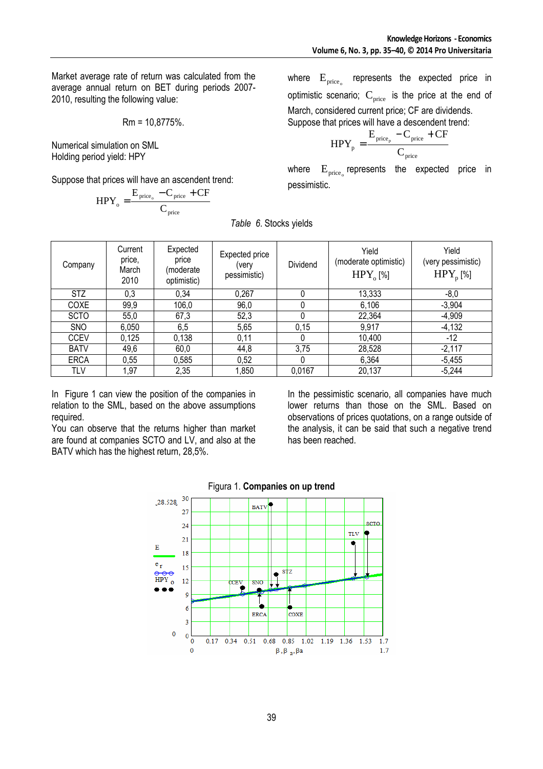Market average rate of return was calculated from the average annual return on BET during periods 2007-2010, resulting the following value:

Rm = 10,8775%.

Numerical simulation on SML
Holding period yield: HPY

Suppose that prices will have an ascendent trend:

$$HPY_o = \frac{E_{price_o} - C_{price} + CF}{C_{price}}$$

where $E_{price_o}$ represents the expected price in optimistic scenario; $C_{price}$ is the price at the end of March, considered current price; CF are dividends.

Suppose that prices will have a descendent trend:

$$HPY_p = \frac{E_{price_p} - C_{price} + CF}{C_{price}}$$

where $E_{price_o}$ represents the expected price in pessimistic.

*Table 6*. Stocks yields

| Company | Current price, March 2010 | Expected price (moderate optimistic) | Expected price (very pessimistic) | Dividend | Yield (moderate optimistic) $HPY_o$ [%] | Yield (very pessimistic) $HPY_p$ [%] |
|---|---|---|---|---|---|---|
| STZ | 0,3 | 0,34 | 0,267 | 0 | 13,333 | -8,0 |
| COXE | 99,9 | 106,0 | 96,0 | 0 | 6,106 | -3,904 |
| SCTO | 55,0 | 67,3 | 52,3 | 0 | 22,364 | -4,909 |
| SNO | 6,050 | 6,5 | 5,65 | 0,15 | 9,917 | -4,132 |
| CCEV | 0,125 | 0,138 | 0,11 | 0 | 10,400 | -12 |
| BATV | 49,6 | 60,0 | 44,8 | 3,75 | 28,528 | -2,117 |
| ERCA | 0,55 | 0,585 | 0,52 | 0 | 6,364 | -5,455 |
| TLV | 1,97 | 2,35 | 1,850 | 0,0167 | 20,137 | -5,244 |

In Figure 1 can view the position of the companies in relation to the SML, based on the above assumptions required.

You can observe that the returns higher than market are found at companies SCTO and LV, and also at the BATV which has the highest return, 28,5%.

In the pessimistic scenario, all companies have much lower returns than those on the SML. Based on observations of prices quotations, on a range outside of the analysis, it can be said that such a negative trend has been reached.

Figura 1. **Companies on up trend**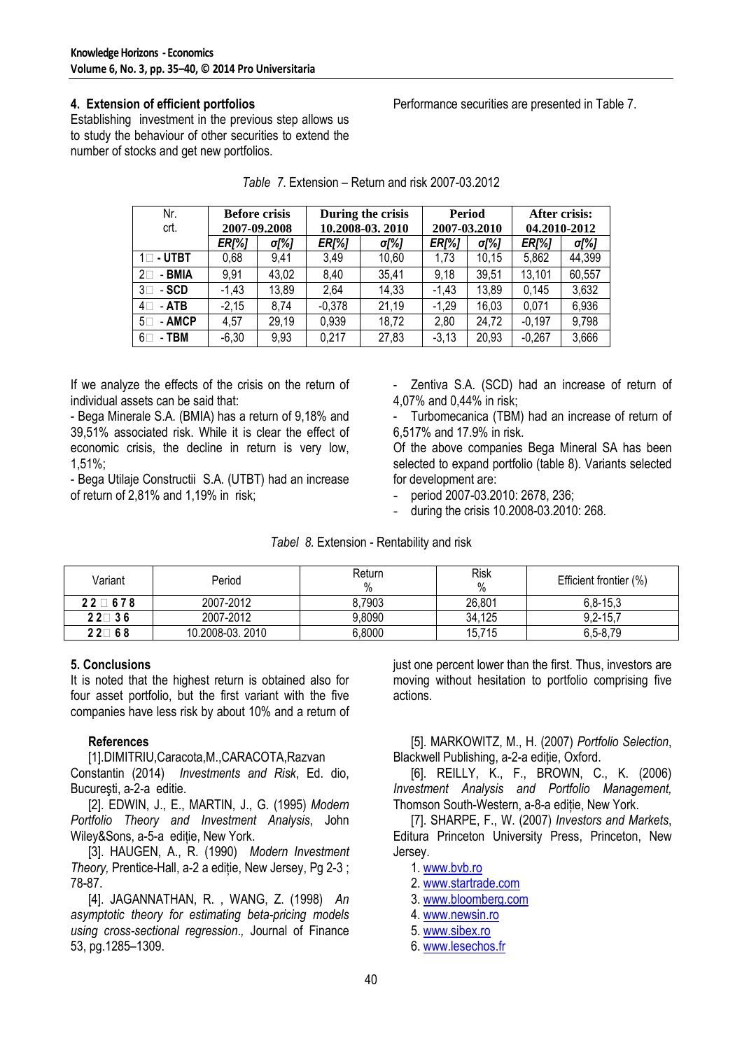## 4. Extension of efficient portfolios

Establishing investment in the previous step allows us to study the behaviour of other securities to extend the number of stocks and get new portfolios.

Performance securities are presented in Table 7.

*Table 7.* Extension – Return and risk 2007-03.2012

| Nr. crt. | Before crisis 2007-09.2008 | | During the crisis 10.2008-03. 2010 | | Period 2007-03.2010 | | After crisis: 04.2010-2012 | |
|---|---|---|---|---|---|---|---|---|
| | *ER[%]* | *σ[%]* | *ER[%]* | *σ[%]* | *ER[%]* | *σ[%]* | *ER[%]* | *σ[%]* |
| 1 - **UTBT** | 0,68 | 9,41 | 3,49 | 10,60 | 1,73 | 10,15 | 5,862 | 44,399 |
| 2 - **BMIA** | 9,91 | 43,02 | 8,40 | 35,41 | 9,18 | 39,51 | 13,101 | 60,557 |
| 3 - **SCD** | -1,43 | 13,89 | 2,64 | 14,33 | -1,43 | 13,89 | 0,145 | 3,632 |
| 4 - **ATB** | -2,15 | 8,74 | -0,378 | 21,19 | -1,29 | 16,03 | 0,071 | 6,936 |
| 5 - **AMCP** | 4,57 | 29,19 | 0,939 | 18,72 | 2,80 | 24,72 | -0,197 | 9,798 |
| 6 - **TBM** | -6,30 | 9,93 | 0,217 | 27,83 | -3,13 | 20,93 | -0,267 | 3,666 |

If we analyze the effects of the crisis on the return of individual assets can be said that:

- Bega Minerale S.A. (BMIA) has a return of 9,18% and 39,51% associated risk. While it is clear the effect of economic crisis, the decline in return is very low, 1,51%;
- Bega Utilaje Constructii S.A. (UTBT) had an increase of return of 2,81% and 1,19% in risk;
- Zentiva S.A. (SCD) had an increase of return of 4,07% and 0,44% in risk;
- Turbomecanica (TBM) had an increase of return of 6,517% and 17.9% in risk.

Of the above companies Bega Mineral SA has been selected to expand portfolio (table 8). Variants selected for development are:

- period 2007-03.2010: 2678, 236;
- during the crisis 10.2008-03.2010: 268.

*Tabel 8.* Extension - Rentability and risk

| Variant | Period | Return % | Risk % | Efficient frontier (%) |
|---|---|---|---|---|
| **22 678** | 2007-2012 | 8,7903 | 26,801 | 6,8-15,3 |
| **22 36** | 2007-2012 | 9,8090 | 34,125 | 9,2-15,7 |
| **22 68** | 10.2008-03. 2010 | 6,8000 | 15,715 | 6,5-8,79 |

## 5. Conclusions

It is noted that the highest return is obtained also for four asset portfolio, but the first variant with the five companies have less risk by about 10% and a return of just one percent lower than the first. Thus, investors are moving without hesitation to portfolio comprising five actions.

### References

[1]. DIMITRIU, Caracota, M., CARACOTA, Razvan Constantin (2014) *Investments and Risk*, Ed. dio, București, a-2-a editie.

[2]. EDWIN, J., E., MARTIN, J., G. (1995) *Modern Portfolio Theory and Investment Analysis*, John Wiley&Sons, a-5-a ediție, New York.

[3]. HAUGEN, A., R. (1990) *Modern Investment Theory,* Prentice-Hall, a-2 a ediție, New Jersey, Pg 2-3 ; 78-87.

[4]. JAGANNATHAN, R. , WANG, Z. (1998) *An asymptotic theory for estimating beta-pricing models using cross-sectional regression.,* Journal of Finance 53, pg.1285–1309.

[5]. MARKOWITZ, M., H. (2007) *Portfolio Selection*, Blackwell Publishing, a-2-a ediție, Oxford.

[6]. REILLY, K., F., BROWN, C., K. (2006) *Investment Analysis and Portfolio Management,* Thomson South-Western, a-8-a ediție, New York.

[7]. SHARPE, F., W. (2007) *Investors and Markets*, Editura Princeton University Press, Princeton, New Jersey.

1. www.bvb.ro
2. www.startrade.com
3. www.bloomberg.com
4. www.newsin.ro
5. www.sibex.ro
6. www.lesechos.fr